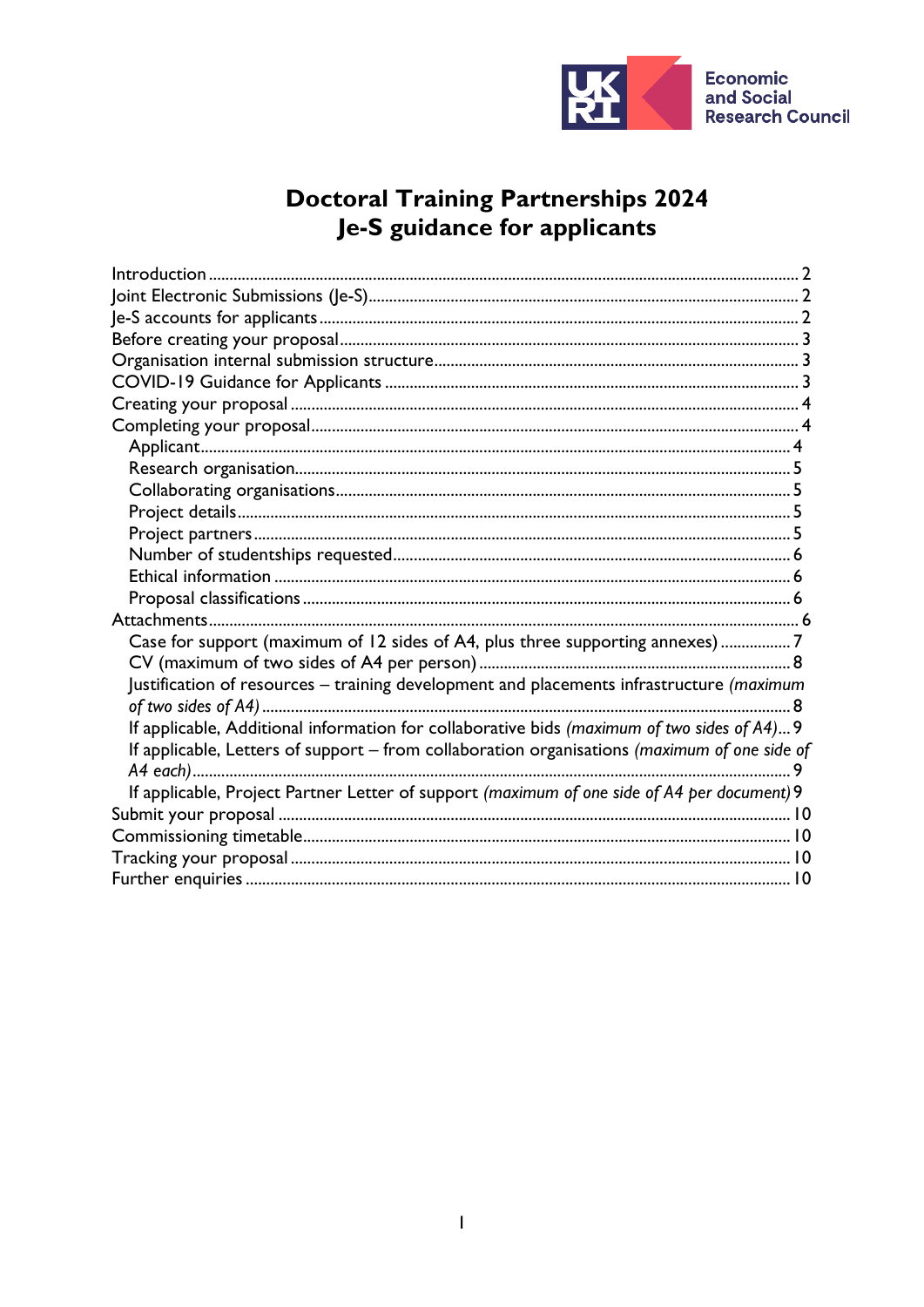Economic and Social Research Council

# Doctoral Training Partnerships 2024
# Je-S guidance for applicants

- Introduction ..... 2
- Joint Electronic Submissions (Je-S) ..... 2
- Je-S accounts for applicants ..... 2
- Before creating your proposal ..... 3
- Organisation internal submission structure ..... 3
- COVID-19 Guidance for Applicants ..... 3
- Creating your proposal ..... 4
- Completing your proposal ..... 4
  - Applicant ..... 4
  - Research organisation ..... 5
  - Collaborating organisations ..... 5
  - Project details ..... 5
  - Project partners ..... 5
  - Number of studentships requested ..... 6
  - Ethical information ..... 6
  - Proposal classifications ..... 6
- Attachments ..... 6
  - Case for support (maximum of 12 sides of A4, plus three supporting annexes) ..... 7
  - CV (maximum of two sides of A4 per person) ..... 8
  - Justification of resources – training development and placements infrastructure *(maximum of two sides of A4)* ..... 8
  - If applicable, Additional information for collaborative bids *(maximum of two sides of A4)* ..... 9
  - If applicable, Letters of support – from collaboration organisations *(maximum of one side of A4 each)* ..... 9
  - If applicable, Project Partner Letter of support *(maximum of one side of A4 per document)* ..... 9
- Submit your proposal ..... 10
- Commissioning timetable ..... 10
- Tracking your proposal ..... 10
- Further enquiries ..... 10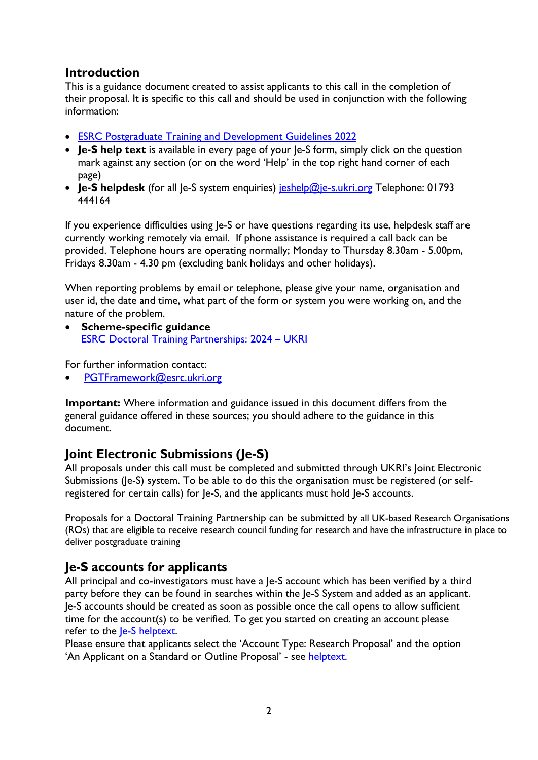## Introduction

This is a guidance document created to assist applicants to this call in the completion of their proposal. It is specific to this call and should be used in conjunction with the following information:

- [ESRC Postgraduate Training and Development Guidelines 2022](#)
- **Je-S help text** is available in every page of your Je-S form, simply click on the question mark against any section (or on the word 'Help' in the top right hand corner of each page)
- **Je-S helpdesk** (for all Je-S system enquiries) [jeshelp@je-s.ukri.org](mailto:jeshelp@je-s.ukri.org) Telephone: 01793 444164

If you experience difficulties using Je-S or have questions regarding its use, helpdesk staff are currently working remotely via email. If phone assistance is required a call back can be provided. Telephone hours are operating normally; Monday to Thursday 8.30am - 5.00pm, Fridays 8.30am - 4.30 pm (excluding bank holidays and other holidays).

When reporting problems by email or telephone, please give your name, organisation and user id, the date and time, what part of the form or system you were working on, and the nature of the problem.

- **Scheme-specific guidance**
  [ESRC Doctoral Training Partnerships: 2024 – UKRI](#)

For further information contact:

- [PGTFramework@esrc.ukri.org](mailto:PGTFramework@esrc.ukri.org)

**Important:** Where information and guidance issued in this document differs from the general guidance offered in these sources; you should adhere to the guidance in this document.

## Joint Electronic Submissions (Je-S)

All proposals under this call must be completed and submitted through UKRI's Joint Electronic Submissions (Je-S) system. To be able to do this the organisation must be registered (or self-registered for certain calls) for Je-S, and the applicants must hold Je-S accounts.

Proposals for a Doctoral Training Partnership can be submitted by all UK-based Research Organisations (ROs) that are eligible to receive research council funding for research and have the infrastructure in place to deliver postgraduate training

## Je-S accounts for applicants

All principal and co-investigators must have a Je-S account which has been verified by a third party before they can be found in searches within the Je-S System and added as an applicant. Je-S accounts should be created as soon as possible once the call opens to allow sufficient time for the account(s) to be verified. To get you started on creating an account please refer to the [Je-S helptext](#).

Please ensure that applicants select the 'Account Type: Research Proposal' and the option 'An Applicant on a Standard or Outline Proposal' - see [helptext](#).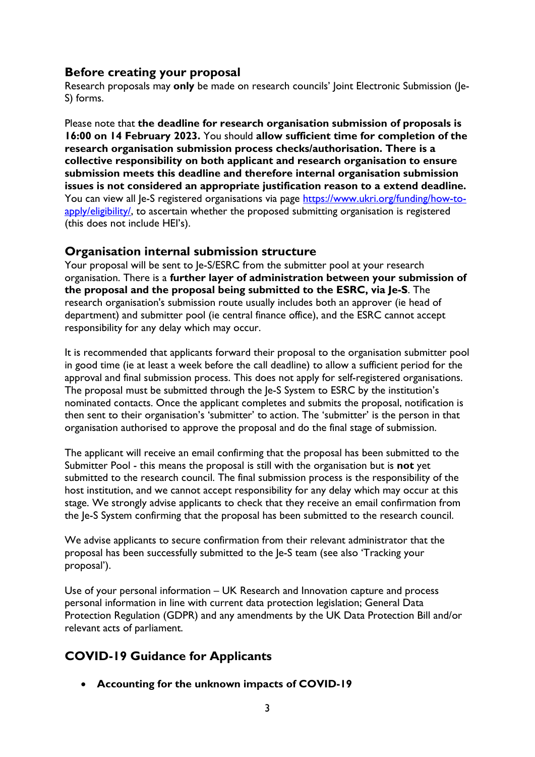## Before creating your proposal

Research proposals may **only** be made on research councils' Joint Electronic Submission (Je-S) forms.

Please note that **the deadline for research organisation submission of proposals is 16:00 on 14 February 2023.** You should **allow sufficient time for completion of the research organisation submission process checks/authorisation. There is a collective responsibility on both applicant and research organisation to ensure submission meets this deadline and therefore internal organisation submission issues is not considered an appropriate justification reason to a extend deadline.** You can view all Je-S registered organisations via page [https://www.ukri.org/funding/how-to-apply/eligibility/](https://www.ukri.org/funding/how-to-apply/eligibility/), to ascertain whether the proposed submitting organisation is registered (this does not include HEI's).

## Organisation internal submission structure

Your proposal will be sent to Je-S/ESRC from the submitter pool at your research organisation. There is a **further layer of administration between your submission of the proposal and the proposal being submitted to the ESRC, via Je-S**. The research organisation's submission route usually includes both an approver (ie head of department) and submitter pool (ie central finance office), and the ESRC cannot accept responsibility for any delay which may occur.

It is recommended that applicants forward their proposal to the organisation submitter pool in good time (ie at least a week before the call deadline) to allow a sufficient period for the approval and final submission process. This does not apply for self-registered organisations. The proposal must be submitted through the Je-S System to ESRC by the institution's nominated contacts. Once the applicant completes and submits the proposal, notification is then sent to their organisation's 'submitter' to action. The 'submitter' is the person in that organisation authorised to approve the proposal and do the final stage of submission.

The applicant will receive an email confirming that the proposal has been submitted to the Submitter Pool - this means the proposal is still with the organisation but is **not** yet submitted to the research council. The final submission process is the responsibility of the host institution, and we cannot accept responsibility for any delay which may occur at this stage. We strongly advise applicants to check that they receive an email confirmation from the Je-S System confirming that the proposal has been submitted to the research council.

We advise applicants to secure confirmation from their relevant administrator that the proposal has been successfully submitted to the Je-S team (see also 'Tracking your proposal').

Use of your personal information – UK Research and Innovation capture and process personal information in line with current data protection legislation; General Data Protection Regulation (GDPR) and any amendments by the UK Data Protection Bill and/or relevant acts of parliament.

## COVID-19 Guidance for Applicants

- **Accounting for the unknown impacts of COVID-19**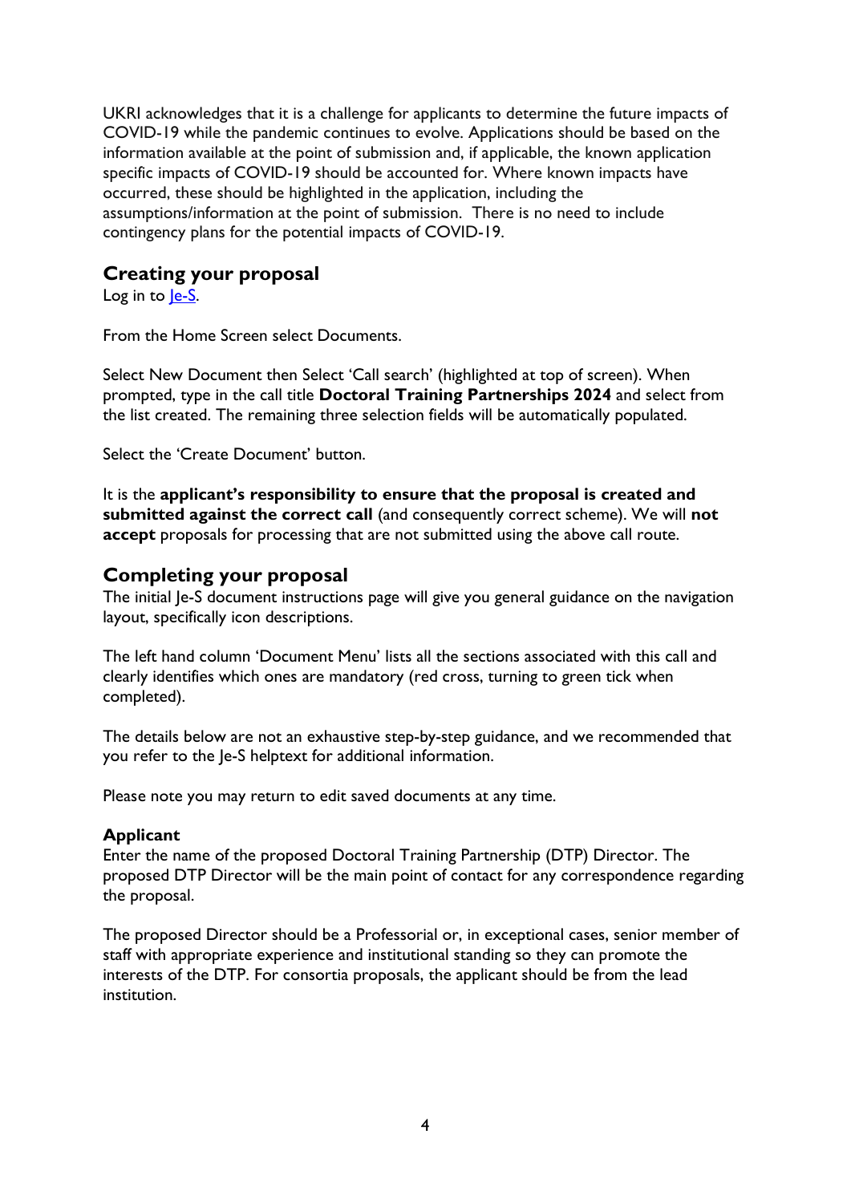UKRI acknowledges that it is a challenge for applicants to determine the future impacts of COVID-19 while the pandemic continues to evolve. Applications should be based on the information available at the point of submission and, if applicable, the known application specific impacts of COVID-19 should be accounted for. Where known impacts have occurred, these should be highlighted in the application, including the assumptions/information at the point of submission. There is no need to include contingency plans for the potential impacts of COVID-19.

## Creating your proposal

Log in to [Je-S](Je-S).

From the Home Screen select Documents.

Select New Document then Select 'Call search' (highlighted at top of screen). When prompted, type in the call title **Doctoral Training Partnerships 2024** and select from the list created. The remaining three selection fields will be automatically populated.

Select the 'Create Document' button.

It is the **applicant's responsibility to ensure that the proposal is created and submitted against the correct call** (and consequently correct scheme). We will **not accept** proposals for processing that are not submitted using the above call route.

## Completing your proposal

The initial Je-S document instructions page will give you general guidance on the navigation layout, specifically icon descriptions.

The left hand column 'Document Menu' lists all the sections associated with this call and clearly identifies which ones are mandatory (red cross, turning to green tick when completed).

The details below are not an exhaustive step-by-step guidance, and we recommended that you refer to the Je-S helptext for additional information.

Please note you may return to edit saved documents at any time.

### Applicant

Enter the name of the proposed Doctoral Training Partnership (DTP) Director. The proposed DTP Director will be the main point of contact for any correspondence regarding the proposal.

The proposed Director should be a Professorial or, in exceptional cases, senior member of staff with appropriate experience and institutional standing so they can promote the interests of the DTP. For consortia proposals, the applicant should be from the lead institution.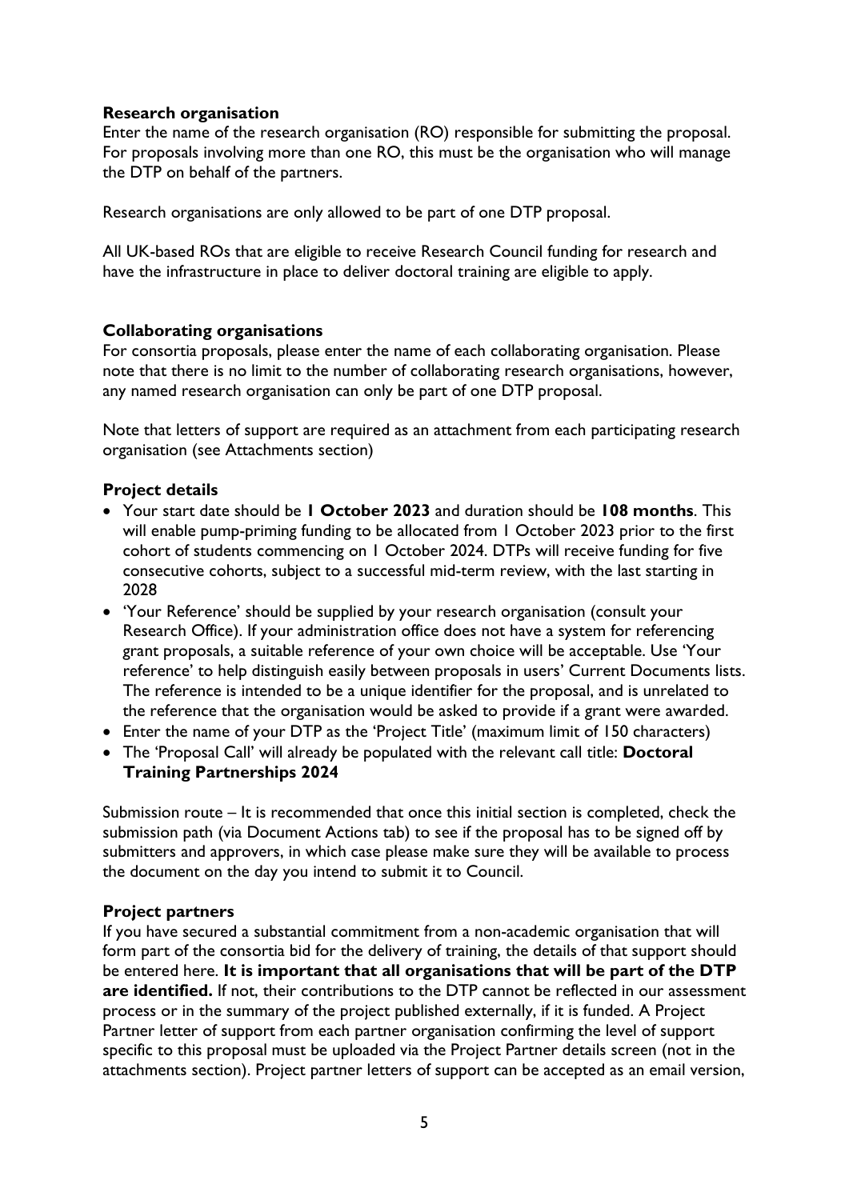**Research organisation**
Enter the name of the research organisation (RO) responsible for submitting the proposal. For proposals involving more than one RO, this must be the organisation who will manage the DTP on behalf of the partners.

Research organisations are only allowed to be part of one DTP proposal.

All UK-based ROs that are eligible to receive Research Council funding for research and have the infrastructure in place to deliver doctoral training are eligible to apply.

**Collaborating organisations**
For consortia proposals, please enter the name of each collaborating organisation. Please note that there is no limit to the number of collaborating research organisations, however, any named research organisation can only be part of one DTP proposal.

Note that letters of support are required as an attachment from each participating research organisation (see Attachments section)

**Project details**

- Your start date should be **1 October 2023** and duration should be **108 months**. This will enable pump-priming funding to be allocated from 1 October 2023 prior to the first cohort of students commencing on 1 October 2024. DTPs will receive funding for five consecutive cohorts, subject to a successful mid-term review, with the last starting in 2028
- 'Your Reference' should be supplied by your research organisation (consult your Research Office). If your administration office does not have a system for referencing grant proposals, a suitable reference of your own choice will be acceptable. Use 'Your reference' to help distinguish easily between proposals in users' Current Documents lists. The reference is intended to be a unique identifier for the proposal, and is unrelated to the reference that the organisation would be asked to provide if a grant were awarded.
- Enter the name of your DTP as the 'Project Title' (maximum limit of 150 characters)
- The 'Proposal Call' will already be populated with the relevant call title: **Doctoral Training Partnerships 2024**

Submission route – It is recommended that once this initial section is completed, check the submission path (via Document Actions tab) to see if the proposal has to be signed off by submitters and approvers, in which case please make sure they will be available to process the document on the day you intend to submit it to Council.

**Project partners**
If you have secured a substantial commitment from a non-academic organisation that will form part of the consortia bid for the delivery of training, the details of that support should be entered here. **It is important that all organisations that will be part of the DTP are identified.** If not, their contributions to the DTP cannot be reflected in our assessment process or in the summary of the project published externally, if it is funded. A Project Partner letter of support from each partner organisation confirming the level of support specific to this proposal must be uploaded via the Project Partner details screen (not in the attachments section). Project partner letters of support can be accepted as an email version,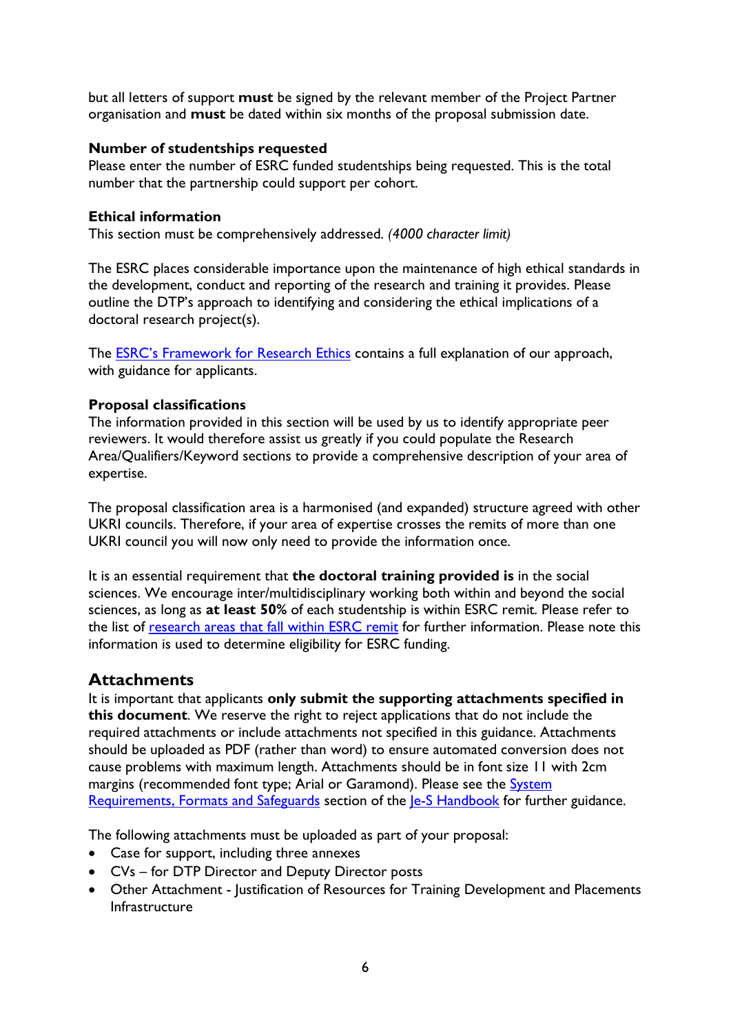but all letters of support **must** be signed by the relevant member of the Project Partner organisation and **must** be dated within six months of the proposal submission date.

**Number of studentships requested**
Please enter the number of ESRC funded studentships being requested. This is the total number that the partnership could support per cohort.

**Ethical information**
This section must be comprehensively addressed. *(4000 character limit)*

The ESRC places considerable importance upon the maintenance of high ethical standards in the development, conduct and reporting of the research and training it provides. Please outline the DTP's approach to identifying and considering the ethical implications of a doctoral research project(s).

The [ESRC's Framework for Research Ethics] contains a full explanation of our approach, with guidance for applicants.

**Proposal classifications**
The information provided in this section will be used by us to identify appropriate peer reviewers. It would therefore assist us greatly if you could populate the Research Area/Qualifiers/Keyword sections to provide a comprehensive description of your area of expertise.

The proposal classification area is a harmonised (and expanded) structure agreed with other UKRI councils. Therefore, if your area of expertise crosses the remits of more than one UKRI council you will now only need to provide the information once.

It is an essential requirement that **the doctoral training provided is** in the social sciences. We encourage inter/multidisciplinary working both within and beyond the social sciences, as long as **at least 50%** of each studentship is within ESRC remit. Please refer to the list of [research areas that fall within ESRC remit] for further information. Please note this information is used to determine eligibility for ESRC funding.

## Attachments

It is important that applicants **only submit the supporting attachments specified in this document**. We reserve the right to reject applications that do not include the required attachments or include attachments not specified in this guidance. Attachments should be uploaded as PDF (rather than word) to ensure automated conversion does not cause problems with maximum length. Attachments should be in font size 11 with 2cm margins (recommended font type; Arial or Garamond). Please see the [System Requirements, Formats and Safeguards] section of the [Je-S Handbook] for further guidance.

The following attachments must be uploaded as part of your proposal:

- Case for support, including three annexes
- CVs – for DTP Director and Deputy Director posts
- Other Attachment - Justification of Resources for Training Development and Placements Infrastructure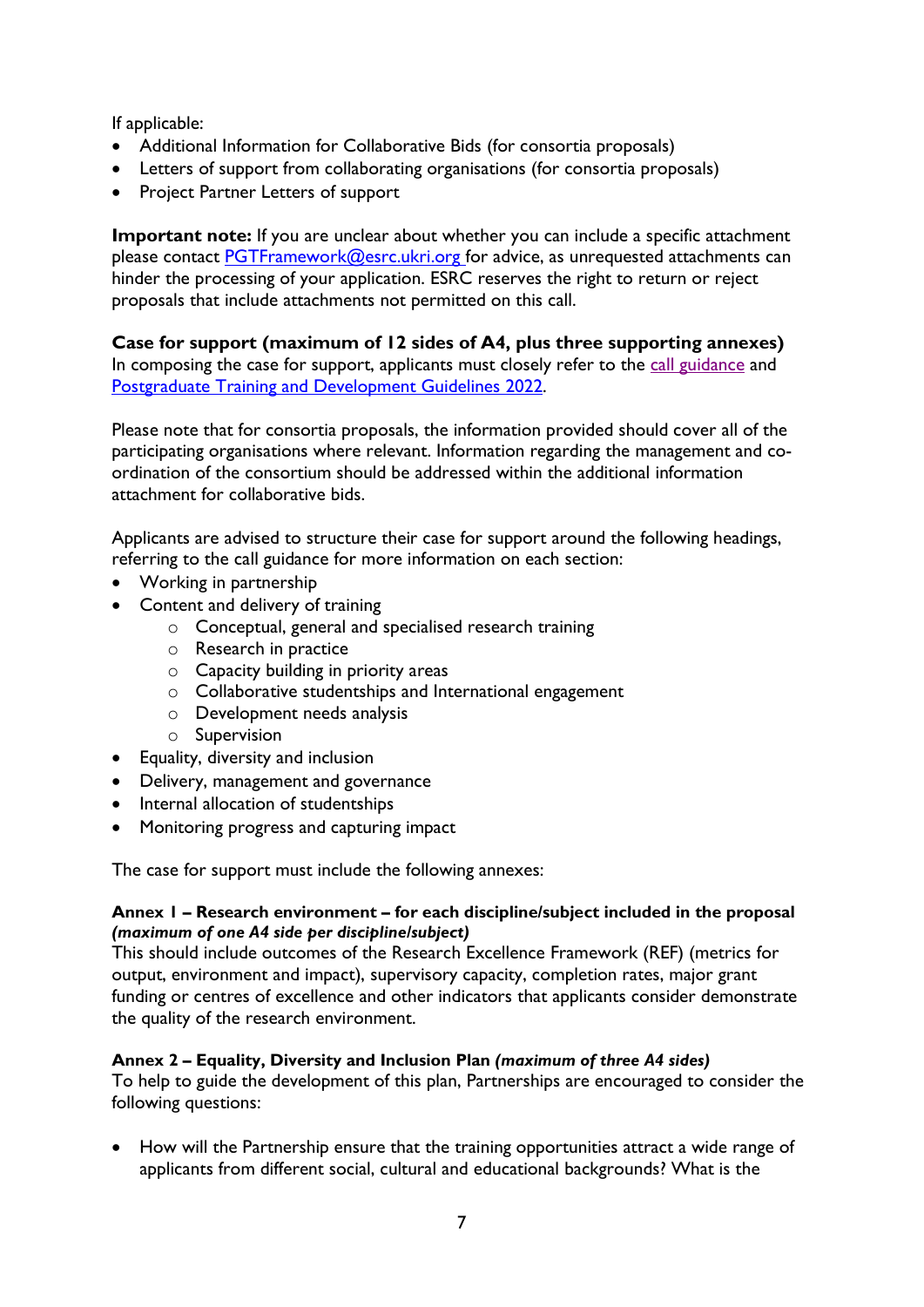If applicable:

- Additional Information for Collaborative Bids (for consortia proposals)
- Letters of support from collaborating organisations (for consortia proposals)
- Project Partner Letters of support

**Important note:** If you are unclear about whether you can include a specific attachment please contact [PGTFramework@esrc.ukri.org](mailto:PGTFramework@esrc.ukri.org) for advice, as unrequested attachments can hinder the processing of your application. ESRC reserves the right to return or reject proposals that include attachments not permitted on this call.

**Case for support (maximum of 12 sides of A4, plus three supporting annexes)**
In composing the case for support, applicants must closely refer to the call guidance and Postgraduate Training and Development Guidelines 2022.

Please note that for consortia proposals, the information provided should cover all of the participating organisations where relevant. Information regarding the management and co-ordination of the consortium should be addressed within the additional information attachment for collaborative bids.

Applicants are advised to structure their case for support around the following headings, referring to the call guidance for more information on each section:

- Working in partnership
- Content and delivery of training
    - Conceptual, general and specialised research training
    - Research in practice
    - Capacity building in priority areas
    - Collaborative studentships and International engagement
    - Development needs analysis
    - Supervision
- Equality, diversity and inclusion
- Delivery, management and governance
- Internal allocation of studentships
- Monitoring progress and capturing impact

The case for support must include the following annexes:

**Annex 1 – Research environment – for each discipline/subject included in the proposal *(maximum of one A4 side per discipline/subject)***
This should include outcomes of the Research Excellence Framework (REF) (metrics for output, environment and impact), supervisory capacity, completion rates, major grant funding or centres of excellence and other indicators that applicants consider demonstrate the quality of the research environment.

**Annex 2 – Equality, Diversity and Inclusion Plan *(maximum of three A4 sides)***
To help to guide the development of this plan, Partnerships are encouraged to consider the following questions:

- How will the Partnership ensure that the training opportunities attract a wide range of applicants from different social, cultural and educational backgrounds? What is the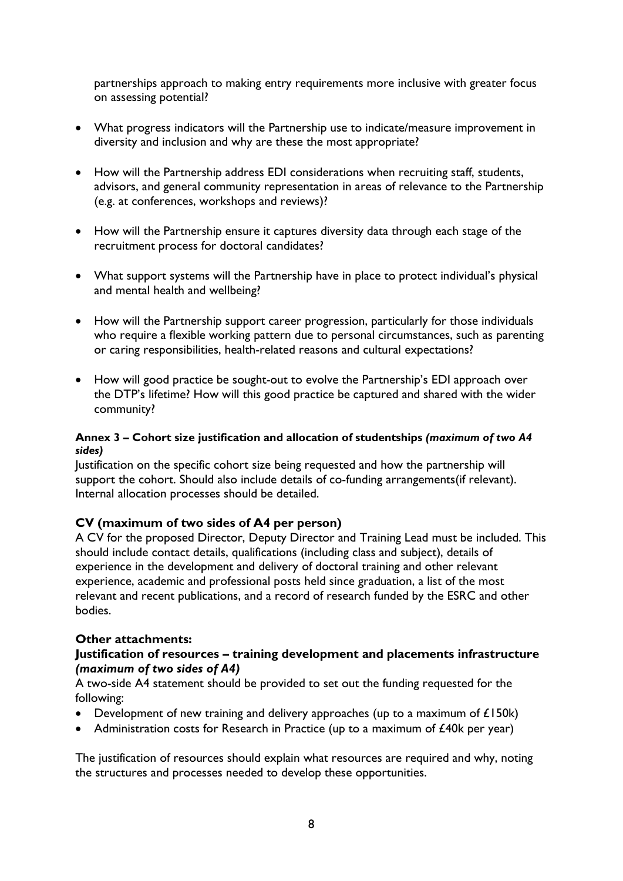partnerships approach to making entry requirements more inclusive with greater focus on assessing potential?

- What progress indicators will the Partnership use to indicate/measure improvement in diversity and inclusion and why are these the most appropriate?
- How will the Partnership address EDI considerations when recruiting staff, students, advisors, and general community representation in areas of relevance to the Partnership (e.g. at conferences, workshops and reviews)?
- How will the Partnership ensure it captures diversity data through each stage of the recruitment process for doctoral candidates?
- What support systems will the Partnership have in place to protect individual's physical and mental health and wellbeing?
- How will the Partnership support career progression, particularly for those individuals who require a flexible working pattern due to personal circumstances, such as parenting or caring responsibilities, health-related reasons and cultural expectations?
- How will good practice be sought-out to evolve the Partnership's EDI approach over the DTP's lifetime? How will this good practice be captured and shared with the wider community?

**Annex 3 – Cohort size justification and allocation of studentships** ***(maximum of two A4 sides)***

Justification on the specific cohort size being requested and how the partnership will support the cohort. Should also include details of co-funding arrangements(if relevant). Internal allocation processes should be detailed.

### CV (maximum of two sides of A4 per person)

A CV for the proposed Director, Deputy Director and Training Lead must be included. This should include contact details, qualifications (including class and subject), details of experience in the development and delivery of doctoral training and other relevant experience, academic and professional posts held since graduation, a list of the most relevant and recent publications, and a record of research funded by the ESRC and other bodies.

### Other attachments:

### Justification of resources – training development and placements infrastructure *(maximum of two sides of A4)*

A two-side A4 statement should be provided to set out the funding requested for the following:

- Development of new training and delivery approaches (up to a maximum of £150k)
- Administration costs for Research in Practice (up to a maximum of £40k per year)

The justification of resources should explain what resources are required and why, noting the structures and processes needed to develop these opportunities.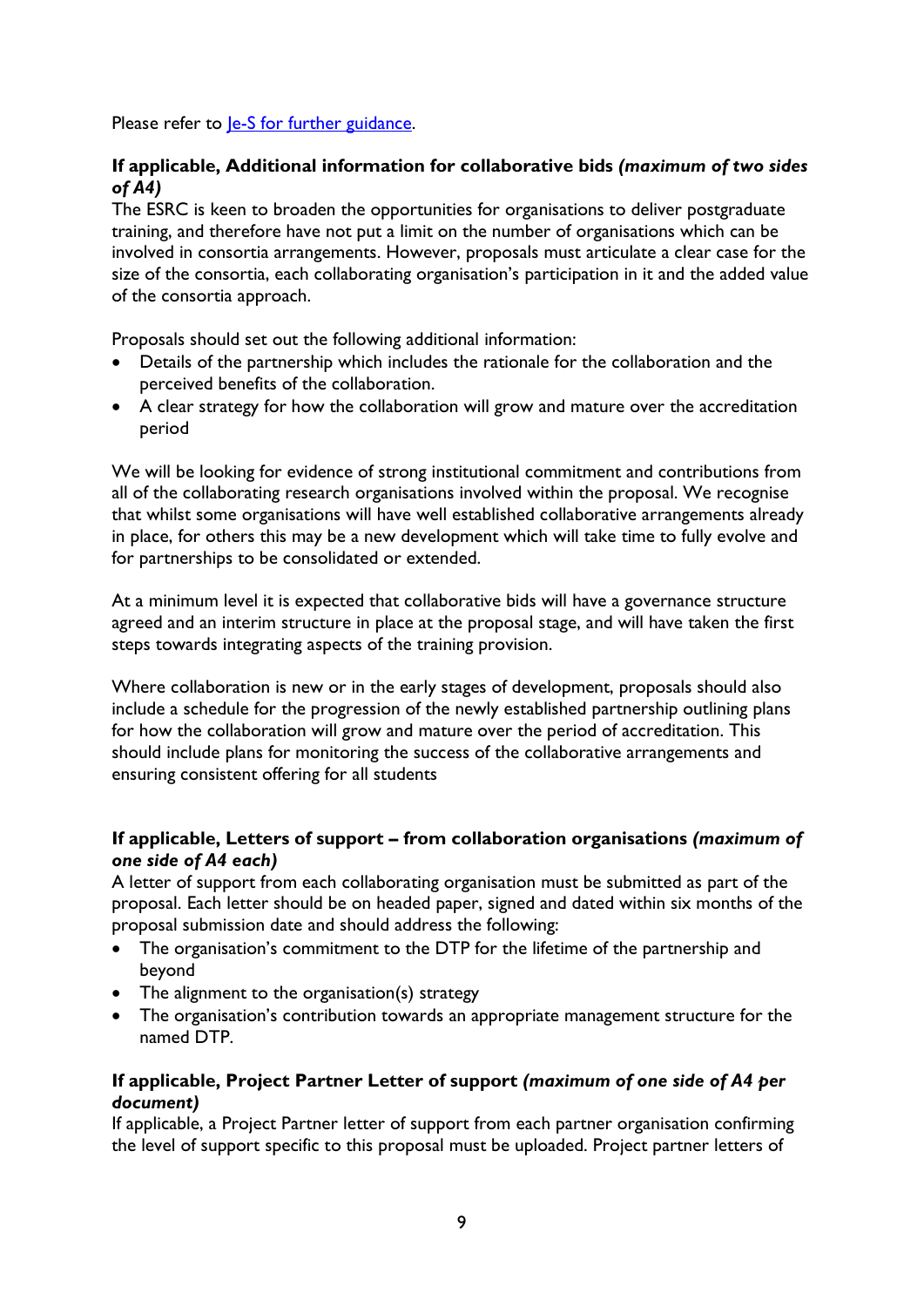Please refer to Je-S for further guidance.

**If applicable, Additional information for collaborative bids *(maximum of two sides of A4)***

The ESRC is keen to broaden the opportunities for organisations to deliver postgraduate training, and therefore have not put a limit on the number of organisations which can be involved in consortia arrangements. However, proposals must articulate a clear case for the size of the consortia, each collaborating organisation's participation in it and the added value of the consortia approach.

Proposals should set out the following additional information:

- Details of the partnership which includes the rationale for the collaboration and the perceived benefits of the collaboration.
- A clear strategy for how the collaboration will grow and mature over the accreditation period

We will be looking for evidence of strong institutional commitment and contributions from all of the collaborating research organisations involved within the proposal. We recognise that whilst some organisations will have well established collaborative arrangements already in place, for others this may be a new development which will take time to fully evolve and for partnerships to be consolidated or extended.

At a minimum level it is expected that collaborative bids will have a governance structure agreed and an interim structure in place at the proposal stage, and will have taken the first steps towards integrating aspects of the training provision.

Where collaboration is new or in the early stages of development, proposals should also include a schedule for the progression of the newly established partnership outlining plans for how the collaboration will grow and mature over the period of accreditation. This should include plans for monitoring the success of the collaborative arrangements and ensuring consistent offering for all students

**If applicable, Letters of support – from collaboration organisations *(maximum of one side of A4 each)***

A letter of support from each collaborating organisation must be submitted as part of the proposal. Each letter should be on headed paper, signed and dated within six months of the proposal submission date and should address the following:

- The organisation's commitment to the DTP for the lifetime of the partnership and beyond
- The alignment to the organisation(s) strategy
- The organisation's contribution towards an appropriate management structure for the named DTP.

**If applicable, Project Partner Letter of support *(maximum of one side of A4 per document)***

If applicable, a Project Partner letter of support from each partner organisation confirming the level of support specific to this proposal must be uploaded. Project partner letters of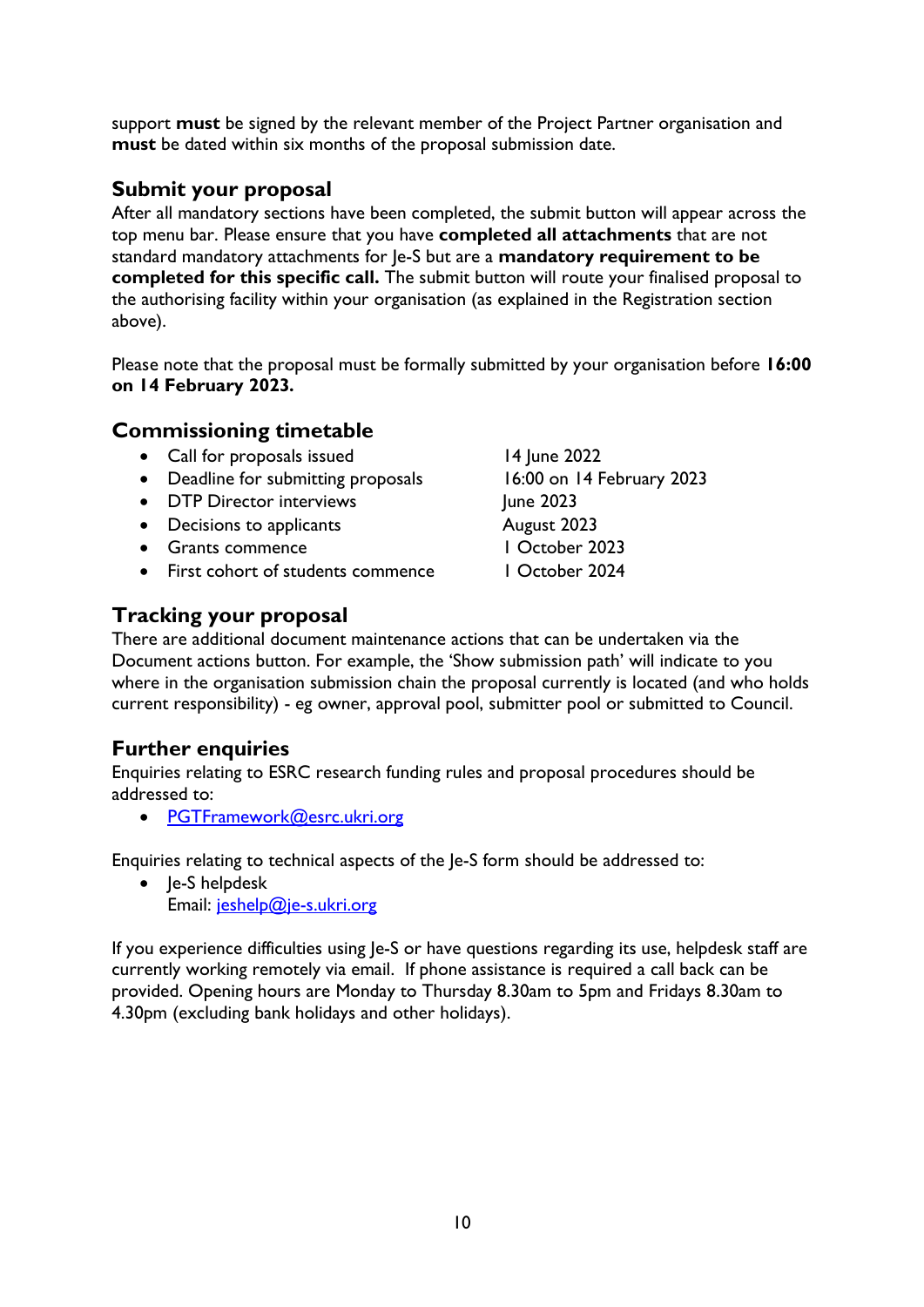support **must** be signed by the relevant member of the Project Partner organisation and **must** be dated within six months of the proposal submission date.

## Submit your proposal

After all mandatory sections have been completed, the submit button will appear across the top menu bar. Please ensure that you have **completed all attachments** that are not standard mandatory attachments for Je-S but are a **mandatory requirement to be completed for this specific call.** The submit button will route your finalised proposal to the authorising facility within your organisation (as explained in the Registration section above).

Please note that the proposal must be formally submitted by your organisation before **16:00 on 14 February 2023.**

## Commissioning timetable

| | |
|---|---|
| • Call for proposals issued | 14 June 2022 |
| • Deadline for submitting proposals | 16:00 on 14 February 2023 |
| • DTP Director interviews | June 2023 |
| • Decisions to applicants | August 2023 |
| • Grants commence | 1 October 2023 |
| • First cohort of students commence | 1 October 2024 |

## Tracking your proposal

There are additional document maintenance actions that can be undertaken via the Document actions button. For example, the 'Show submission path' will indicate to you where in the organisation submission chain the proposal currently is located (and who holds current responsibility) - eg owner, approval pool, submitter pool or submitted to Council.

## Further enquiries

Enquiries relating to ESRC research funding rules and proposal procedures should be addressed to:

- PGTFramework@esrc.ukri.org

Enquiries relating to technical aspects of the Je-S form should be addressed to:

- Je-S helpdesk
  Email: jeshelp@je-s.ukri.org

If you experience difficulties using Je-S or have questions regarding its use, helpdesk staff are currently working remotely via email. If phone assistance is required a call back can be provided. Opening hours are Monday to Thursday 8.30am to 5pm and Fridays 8.30am to 4.30pm (excluding bank holidays and other holidays).